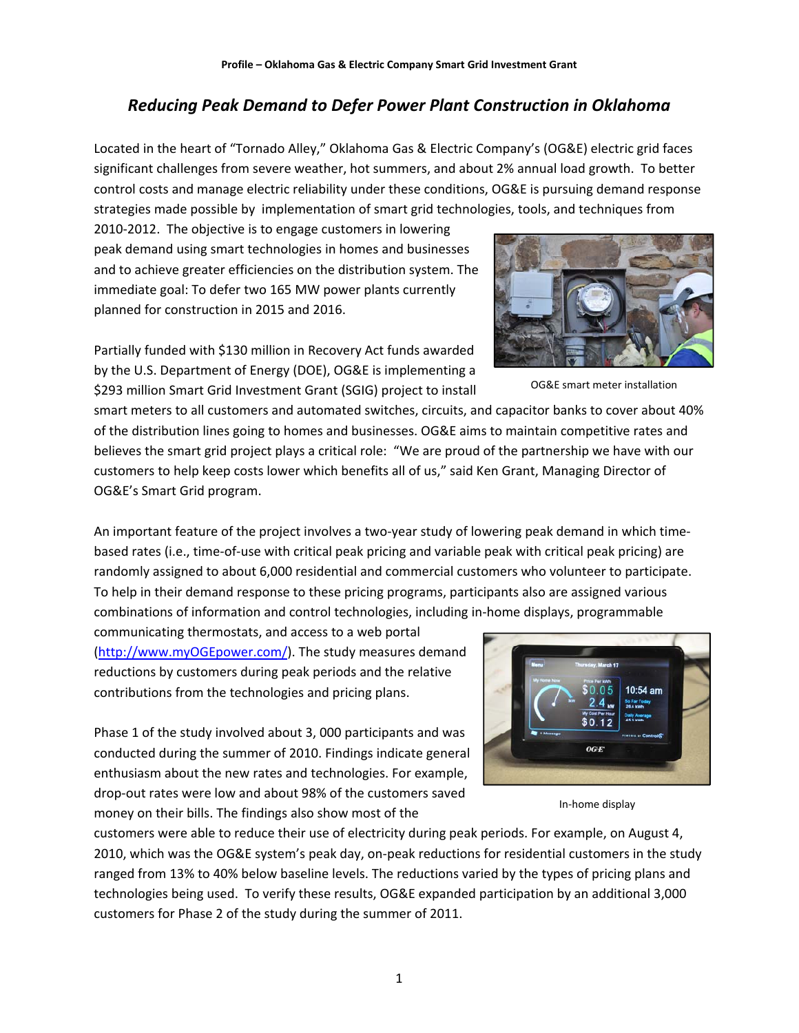**Profile – Oklahoma Gas & Electric Company Smart Grid Investment Grant**

# *Reducing Peak Demand to Defer Power Plant Construction in Oklahoma*

Located in the heart of "Tornado Alley," Oklahoma Gas & Electric Company's (OG&E) electric grid faces significant challenges from severe weather, hot summers, and about 2% annual load growth. To better control costs and manage electric reliability under these conditions, OG&E is pursuing demand response strategies made possible by implementation of smart grid technologies, tools, and techniques from 2010-2012. The objective is to engage customers in lowering peak demand using smart technologies in homes and businesses and to achieve greater efficiencies on the distribution system. The immediate goal: To defer two 165 MW power plants currently planned for construction in 2015 and 2016.

OG&E smart meter installation

Partially funded with $130 million in Recovery Act funds awarded by the U.S. Department of Energy (DOE), OG&E is implementing a $293 million Smart Grid Investment Grant (SGIG) project to install smart meters to all customers and automated switches, circuits, and capacitor banks to cover about 40% of the distribution lines going to homes and businesses. OG&E aims to maintain competitive rates and believes the smart grid project plays a critical role: "We are proud of the partnership we have with our customers to help keep costs lower which benefits all of us," said Ken Grant, Managing Director of OG&E's Smart Grid program.

An important feature of the project involves a two-year study of lowering peak demand in which time-based rates (i.e., time-of-use with critical peak pricing and variable peak with critical peak pricing) are randomly assigned to about 6,000 residential and commercial customers who volunteer to participate. To help in their demand response to these pricing programs, participants also are assigned various combinations of information and control technologies, including in-home displays, programmable communicating thermostats, and access to a web portal (http://www.myOGEpower.com/). The study measures demand reductions by customers during peak periods and the relative contributions from the technologies and pricing plans.

In-home display

Phase 1 of the study involved about 3, 000 participants and was conducted during the summer of 2010. Findings indicate general enthusiasm about the new rates and technologies. For example, drop-out rates were low and about 98% of the customers saved money on their bills. The findings also show most of the customers were able to reduce their use of electricity during peak periods. For example, on August 4, 2010, which was the OG&E system's peak day, on-peak reductions for residential customers in the study ranged from 13% to 40% below baseline levels. The reductions varied by the types of pricing plans and technologies being used. To verify these results, OG&E expanded participation by an additional 3,000 customers for Phase 2 of the study during the summer of 2011.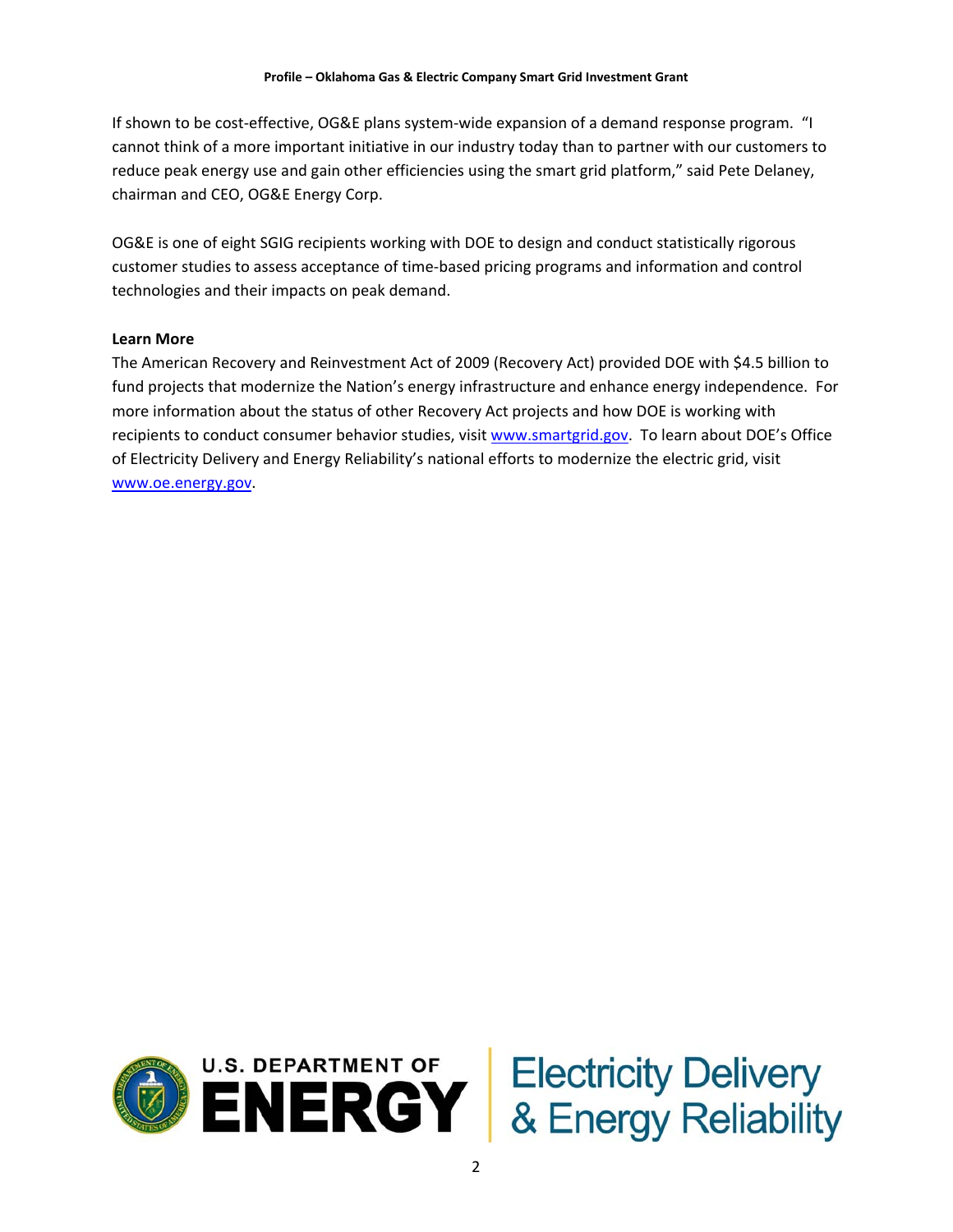If shown to be cost-effective, OG&E plans system-wide expansion of a demand response program. "I cannot think of a more important initiative in our industry today than to partner with our customers to reduce peak energy use and gain other efficiencies using the smart grid platform," said Pete Delaney, chairman and CEO, OG&E Energy Corp.

OG&E is one of eight SGIG recipients working with DOE to design and conduct statistically rigorous customer studies to assess acceptance of time-based pricing programs and information and control technologies and their impacts on peak demand.

**Learn More**

The American Recovery and Reinvestment Act of 2009 (Recovery Act) provided DOE with $4.5 billion to fund projects that modernize the Nation's energy infrastructure and enhance energy independence. For more information about the status of other Recovery Act projects and how DOE is working with recipients to conduct consumer behavior studies, visit [www.smartgrid.gov](http://www.smartgrid.gov). To learn about DOE's Office of Electricity Delivery and Energy Reliability's national efforts to modernize the electric grid, visit [www.oe.energy.gov](http://www.oe.energy.gov).

U.S. DEPARTMENT OF ENERGY | Electricity Delivery & Energy Reliability